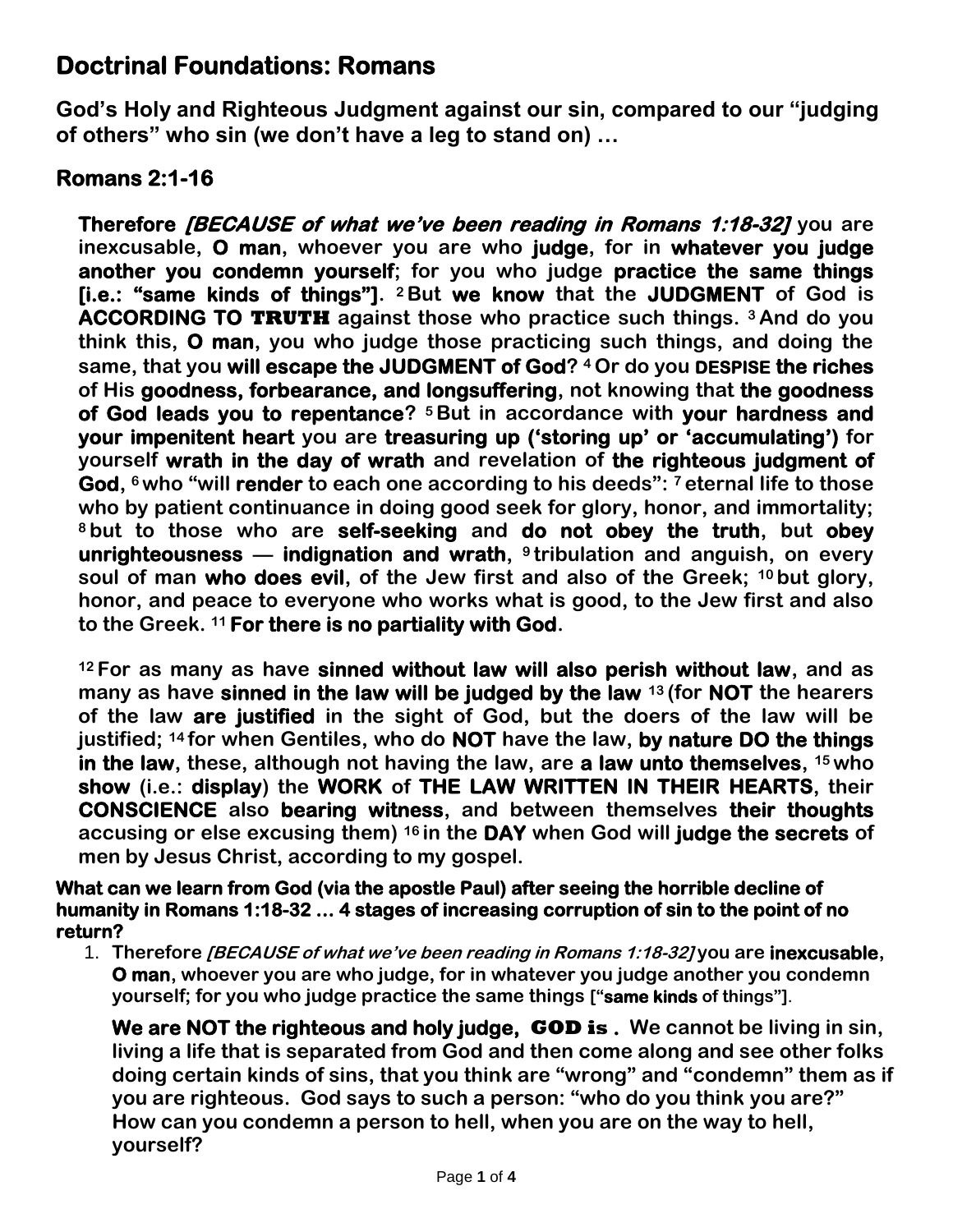# Doctrinal Foundations: Romans

**God's Holy and Righteous Judgment against our sin, compared to our "judging of others" who sin (we don't have a leg to stand on) …**

## Romans 2:1-16

**Therefore *[BECAUSE of what we've been reading in Romans 1:18-32]* you are inexcusable, O man, whoever you are who judge, for in whatever you judge another you condemn yourself; for you who judge practice the same things [i.e.: "same kinds of things"].** [2] **But we know that the JUDGMENT of God is ACCORDING TO TRUTH against those who practice such things.** [3] **And do you think this, O man, you who judge those practicing such things, and doing the same, that you will escape the JUDGMENT of God?** [4] **Or do you DESPISE the riches of His goodness, forbearance, and longsuffering, not knowing that the goodness of God leads you to repentance?** [5] **But in accordance with your hardness and your impenitent heart you are treasuring up ('storing up' or 'accumulating') for yourself wrath in the day of wrath and revelation of the righteous judgment of God,** [6] **who "will render to each one according to his deeds":** [7] **eternal life to those who by patient continuance in doing good seek for glory, honor, and immortality;** [8] **but to those who are self-seeking and do not obey the truth, but obey unrighteousness — indignation and wrath,** [9] **tribulation and anguish, on every soul of man who does evil, of the Jew first and also of the Greek;** [10] **but glory, honor, and peace to everyone who works what is good, to the Jew first and also to the Greek.** [11] **For there is no partiality with God.**

[12] **For as many as have sinned without law will also perish without law, and as many as have sinned in the law will be judged by the law** [13] **(for NOT the hearers of the law are justified in the sight of God, but the doers of the law will be justified;** [14] **for when Gentiles, who do NOT have the law, by nature DO the things in the law, these, although not having the law, are a law unto themselves,** [15] **who show (i.e.: display) the WORK of THE LAW WRITTEN IN THEIR HEARTS, their CONSCIENCE also bearing witness, and between themselves their thoughts accusing or else excusing them)** [16] **in the DAY when God will judge the secrets of men by Jesus Christ, according to my gospel.**

**What can we learn from God (via the apostle Paul) after seeing the horrible decline of humanity in Romans 1:18-32 … 4 stages of increasing corruption of sin to the point of no return?**

1. **Therefore *[BECAUSE of what we've been reading in Romans 1:18-32]* you are inexcusable, O man, whoever you are who judge, for in whatever you judge another you condemn yourself; for you who judge practice the same things ["same kinds of things"].**

   **We are NOT the righteous and holy judge, GOD is . We cannot be living in sin, living a life that is separated from God and then come along and see other folks doing certain kinds of sins, that you think are "wrong" and "condemn" them as if you are righteous. God says to such a person: "who do you think you are?" How can you condemn a person to hell, when you are on the way to hell, yourself?**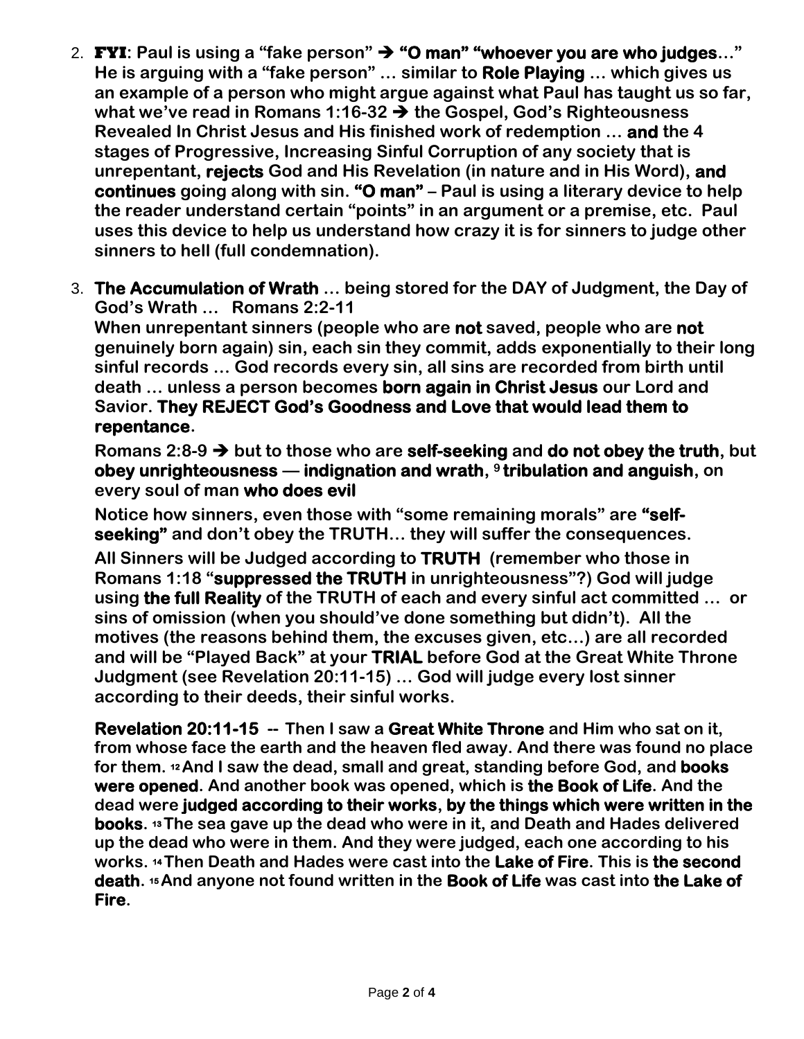2. **FYI**: Paul is using a "fake person" ➔ **"O man" "whoever you are who judges…"** He is arguing with a "fake person" … similar to **Role Playing** … which gives us an example of a person who might argue against what Paul has taught us so far, what we've read in Romans 1:16-32 ➔ the Gospel, God's Righteousness Revealed In Christ Jesus and His finished work of redemption … **and** the 4 stages of Progressive, Increasing Sinful Corruption of any society that is unrepentant, **rejects** God and His Revelation (in nature and in His Word), **and continues** going along with sin. **"O man"** – Paul is using a literary device to help the reader understand certain "points" in an argument or a premise, etc. Paul uses this device to help us understand how crazy it is for sinners to judge other sinners to hell (full condemnation).

3. **The Accumulation of Wrath** … being stored for the DAY of Judgment, the Day of God's Wrath … Romans 2:2-11

   When unrepentant sinners (people who are **not** saved, people who are **not** genuinely born again) sin, each sin they commit, adds exponentially to their long sinful records … God records every sin, all sins are recorded from birth until death … unless a person becomes **born again in Christ Jesus** our Lord and Savior. **They REJECT God's Goodness and Love that would lead them to repentance**.

   Romans 2:8-9 ➔ but to those who are **self-seeking** and **do not obey the truth**, but **obey unrighteousness** — **indignation and wrath**, [9] **tribulation and anguish**, on every soul of man **who does evil**

   Notice how sinners, even those with "some remaining morals" are **"self-seeking"** and don't obey the TRUTH… they will suffer the consequences.

   All Sinners will be Judged according to **TRUTH** (remember who those in Romans 1:18 "**suppressed the TRUTH** in unrighteousness"?) God will judge using **the full Reality** of the TRUTH of each and every sinful act committed … or sins of omission (when you should've done something but didn't). All the motives (the reasons behind them, the excuses given, etc…) are all recorded and will be "Played Back" at your **TRIAL** before God at the Great White Throne Judgment (see Revelation 20:11-15) … God will judge every lost sinner according to their deeds, their sinful works.

   **Revelation 20:11-15** -- Then I saw a **Great White Throne** and Him who sat on it, from whose face the earth and the heaven fled away. And there was found no place for them. [12] And I saw the dead, small and great, standing before God, and **books were opened**. And another book was opened, which is **the Book of Life**. And the dead were **judged according to their works**, **by the things which were written in the books**. [13] The sea gave up the dead who were in it, and Death and Hades delivered up the dead who were in them. And they were judged, each one according to his works. [14] Then Death and Hades were cast into the **Lake of Fire**. This is **the second death**. [15] And anyone not found written in the **Book of Life** was cast into **the Lake of Fire**.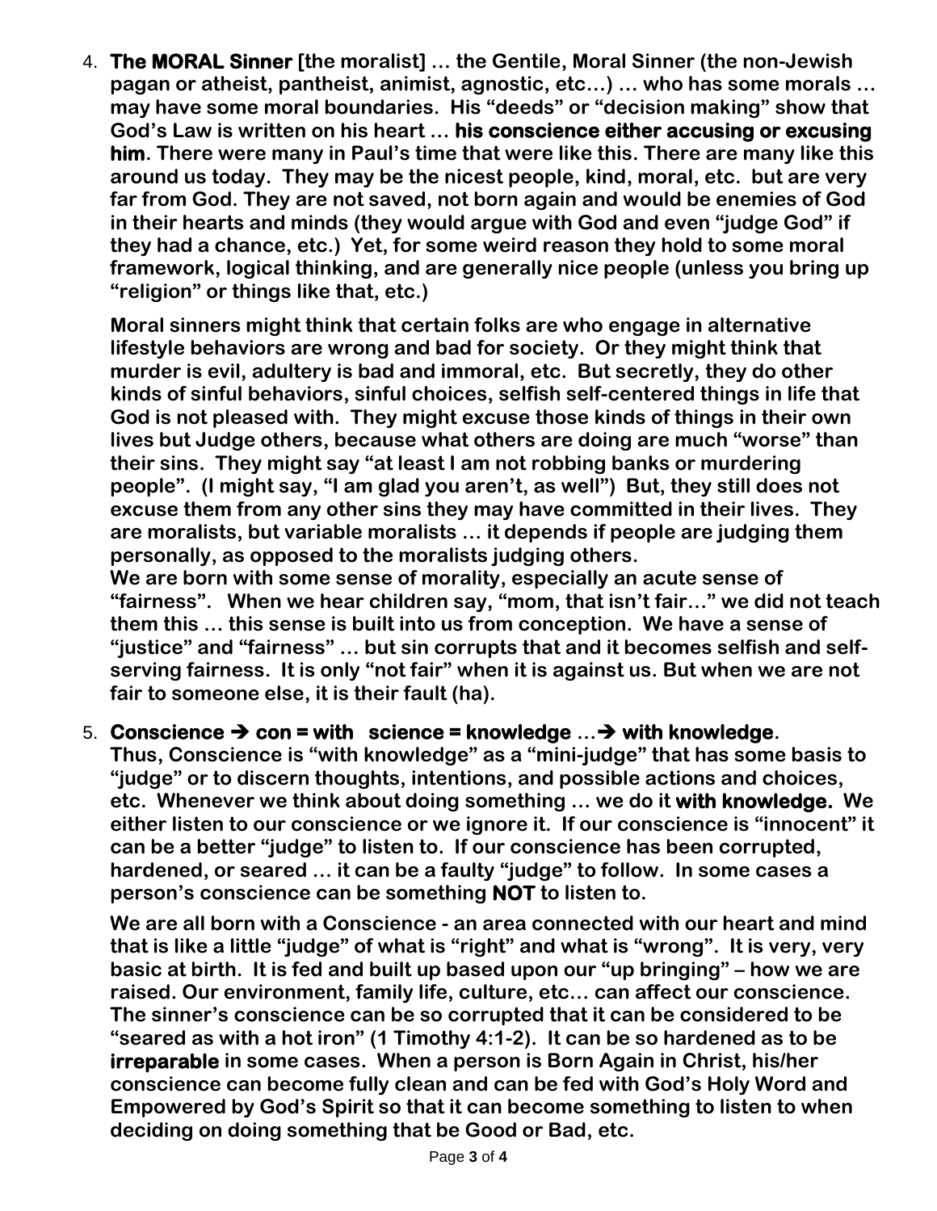4. **The MORAL Sinner [the moralist] … the Gentile, Moral Sinner (the non-Jewish pagan or atheist, pantheist, animist, agnostic, etc…) … who has some morals … may have some moral boundaries. His "deeds" or "decision making" show that God's Law is written on his heart … his conscience either accusing or excusing him. There were many in Paul's time that were like this. There are many like this around us today. They may be the nicest people, kind, moral, etc. but are very far from God. They are not saved, not born again and would be enemies of God in their hearts and minds (they would argue with God and even "judge God" if they had a chance, etc.) Yet, for some weird reason they hold to some moral framework, logical thinking, and are generally nice people (unless you bring up "religion" or things like that, etc.)**

   **Moral sinners might think that certain folks are who engage in alternative lifestyle behaviors are wrong and bad for society. Or they might think that murder is evil, adultery is bad and immoral, etc. But secretly, they do other kinds of sinful behaviors, sinful choices, selfish self-centered things in life that God is not pleased with. They might excuse those kinds of things in their own lives but Judge others, because what others are doing are much "worse" than their sins. They might say "at least I am not robbing banks or murdering people". (I might say, "I am glad you aren't, as well") But, they still does not excuse them from any other sins they may have committed in their lives. They are moralists, but variable moralists … it depends if people are judging them personally, as opposed to the moralists judging others.**
   **We are born with some sense of morality, especially an acute sense of "fairness". When we hear children say, "mom, that isn't fair…" we did not teach them this … this sense is built into us from conception. We have a sense of "justice" and "fairness" … but sin corrupts that and it becomes selfish and self-serving fairness. It is only "not fair" when it is against us. But when we are not fair to someone else, it is their fault (ha).**

5. **Conscience → con = with science = knowledge …→ with knowledge.**
   **Thus, Conscience is "with knowledge" as a "mini-judge" that has some basis to "judge" or to discern thoughts, intentions, and possible actions and choices, etc. Whenever we think about doing something … we do it with knowledge. We either listen to our conscience or we ignore it. If our conscience is "innocent" it can be a better "judge" to listen to. If our conscience has been corrupted, hardened, or seared … it can be a faulty "judge" to follow. In some cases a person's conscience can be something NOT to listen to.**

   **We are all born with a Conscience - an area connected with our heart and mind that is like a little "judge" of what is "right" and what is "wrong". It is very, very basic at birth. It is fed and built up based upon our "up bringing" – how we are raised. Our environment, family life, culture, etc… can affect our conscience. The sinner's conscience can be so corrupted that it can be considered to be "seared as with a hot iron" (1 Timothy 4:1-2). It can be so hardened as to be irreparable in some cases. When a person is Born Again in Christ, his/her conscience can become fully clean and can be fed with God's Holy Word and Empowered by God's Spirit so that it can become something to listen to when deciding on doing something that be Good or Bad, etc.**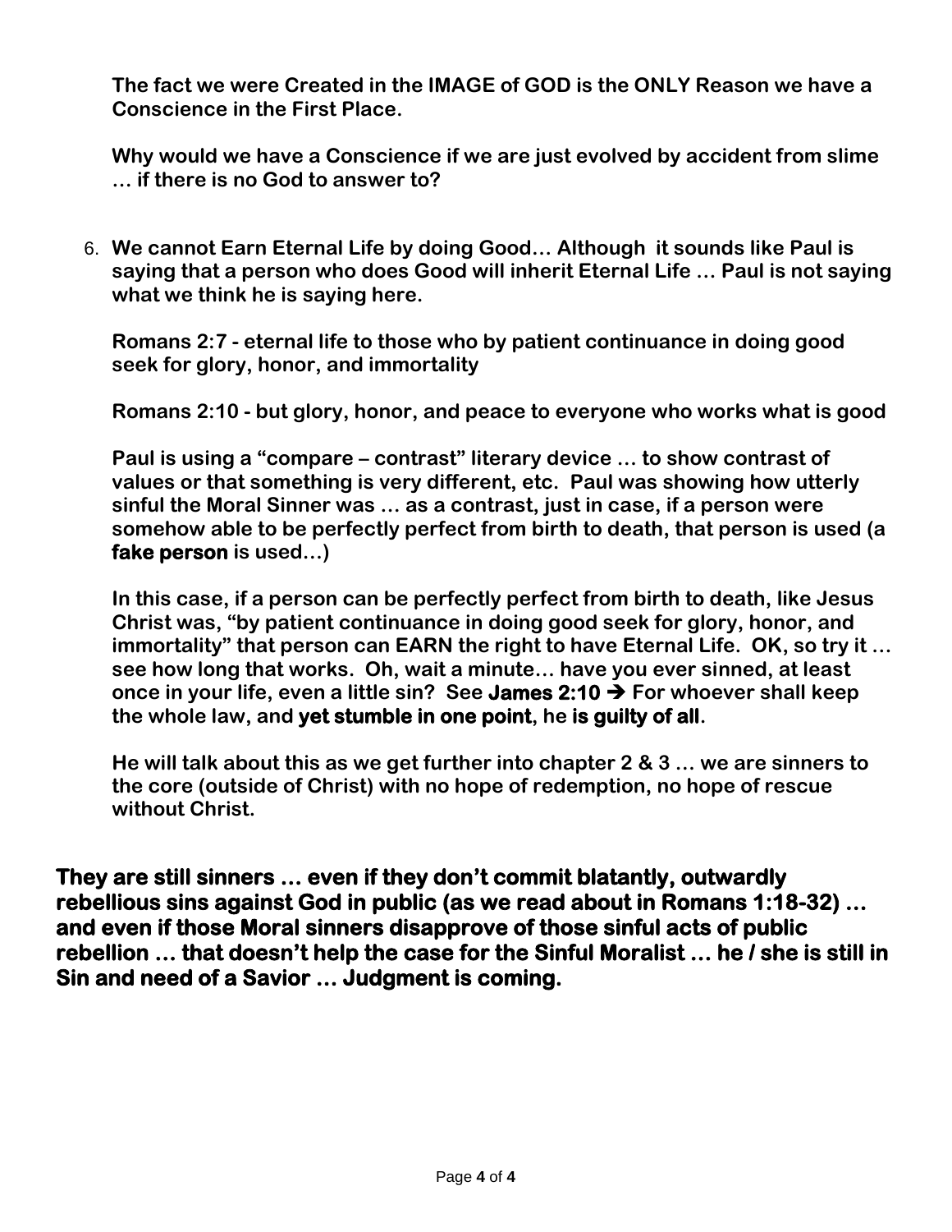**The fact we were Created in the IMAGE of GOD is the ONLY Reason we have a Conscience in the First Place.**

**Why would we have a Conscience if we are just evolved by accident from slime … if there is no God to answer to?**

6. **We cannot Earn Eternal Life by doing Good… Although it sounds like Paul is saying that a person who does Good will inherit Eternal Life … Paul is not saying what we think he is saying here.**

   **Romans 2:7 - eternal life to those who by patient continuance in doing good seek for glory, honor, and immortality**

   **Romans 2:10 - but glory, honor, and peace to everyone who works what is good**

   **Paul is using a "compare – contrast" literary device … to show contrast of values or that something is very different, etc. Paul was showing how utterly sinful the Moral Sinner was … as a contrast, just in case, if a person were somehow able to be perfectly perfect from birth to death, that person is used (a fake person is used…)**

   **In this case, if a person can be perfectly perfect from birth to death, like Jesus Christ was, "by patient continuance in doing good seek for glory, honor, and immortality" that person can EARN the right to have Eternal Life. OK, so try it … see how long that works. Oh, wait a minute… have you ever sinned, at least once in your life, even a little sin? See James 2:10 → For whoever shall keep the whole law, and yet stumble in one point, he is guilty of all.**

   **He will talk about this as we get further into chapter 2 & 3 … we are sinners to the core (outside of Christ) with no hope of redemption, no hope of rescue without Christ.**

**They are still sinners … even if they don't commit blatantly, outwardly rebellious sins against God in public (as we read about in Romans 1:18-32) … and even if those Moral sinners disapprove of those sinful acts of public rebellion … that doesn't help the case for the Sinful Moralist … he / she is still in Sin and need of a Savior … Judgment is coming.**